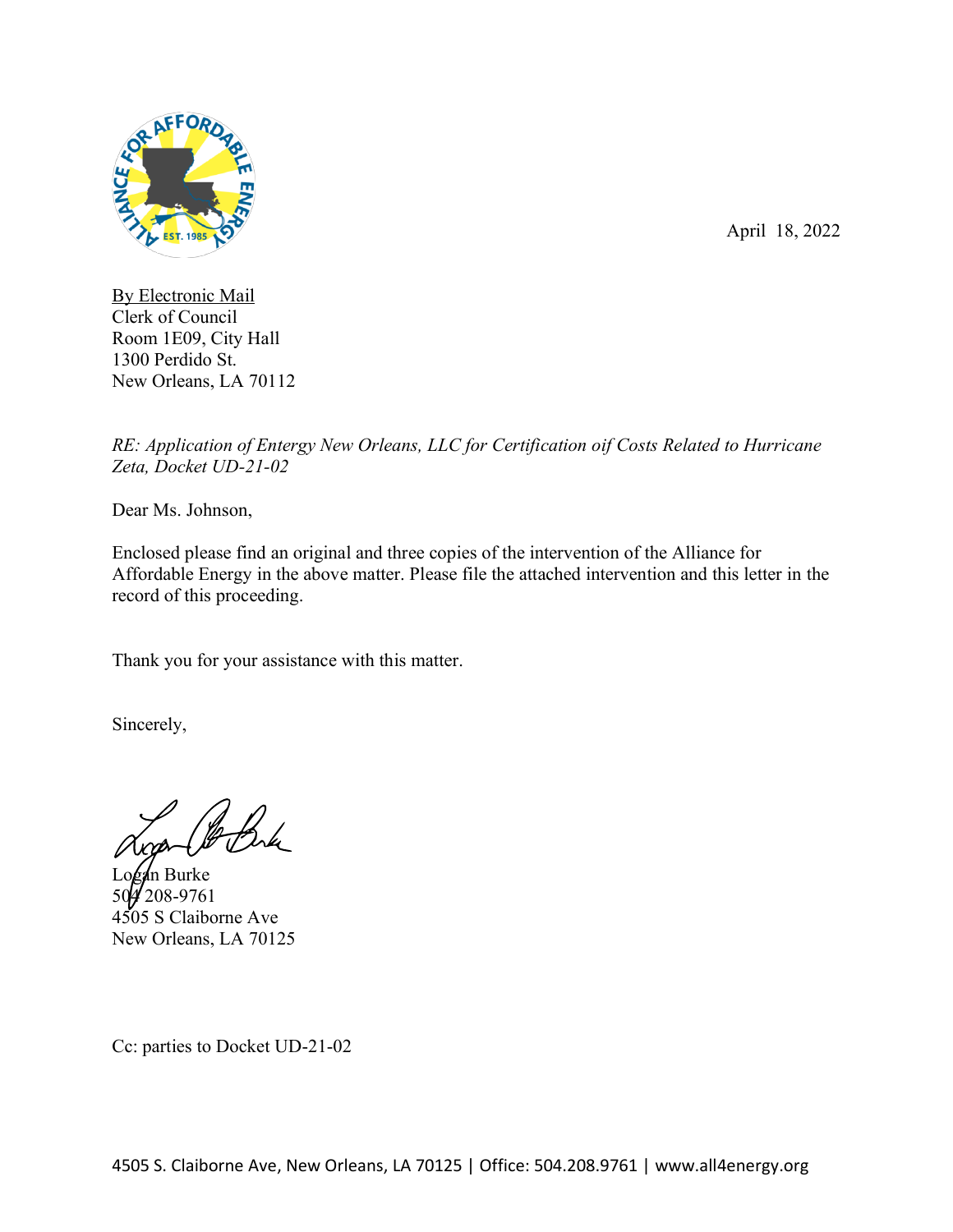April 18, 2022

By Electronic Mail
Clerk of Council
Room 1E09, City Hall
1300 Perdido St.
New Orleans, LA 70112

*RE: Application of Entergy New Orleans, LLC for Certification oif Costs Related to Hurricane Zeta, Docket UD-21-02*

Dear Ms. Johnson,

Enclosed please find an original and three copies of the intervention of the Alliance for Affordable Energy in the above matter. Please file the attached intervention and this letter in the record of this proceeding.

Thank you for your assistance with this matter.

Sincerely,

Logan Burke
504 208-9761
4505 S Claiborne Ave
New Orleans, LA 70125

Cc: parties to Docket UD-21-02

4505 S. Claiborne Ave, New Orleans, LA 70125 | Office: 504.208.9761 | www.all4energy.org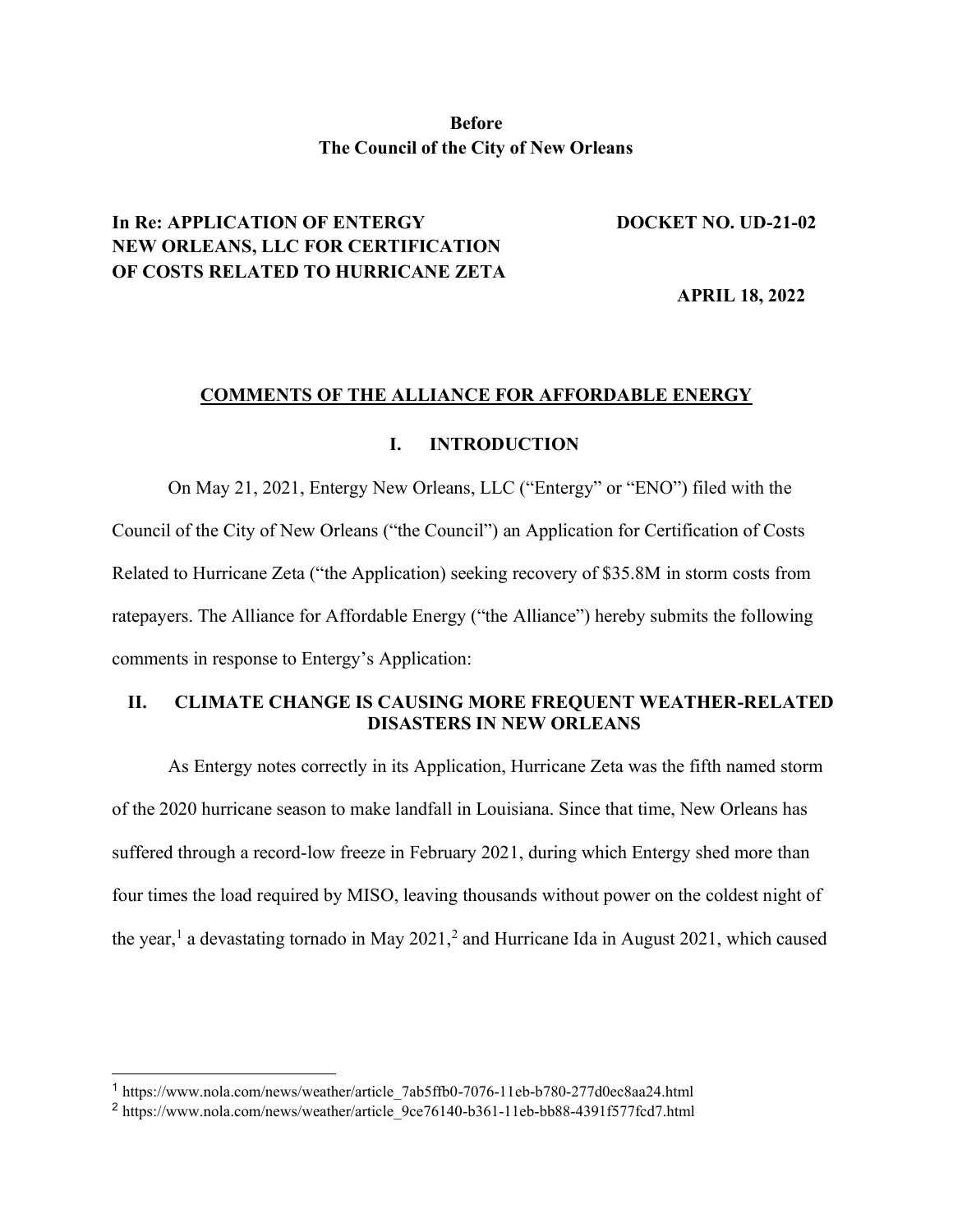**Before**
**The Council of the City of New Orleans**

**In Re: APPLICATION OF ENTERGY NEW ORLEANS, LLC FOR CERTIFICATION OF COSTS RELATED TO HURRICANE ZETA**

**DOCKET NO. UD-21-02**

**APRIL 18, 2022**

## COMMENTS OF THE ALLIANCE FOR AFFORDABLE ENERGY

## I. INTRODUCTION

On May 21, 2021, Entergy New Orleans, LLC ("Entergy" or "ENO") filed with the Council of the City of New Orleans ("the Council") an Application for Certification of Costs Related to Hurricane Zeta ("the Application) seeking recovery of $35.8M in storm costs from ratepayers. The Alliance for Affordable Energy ("the Alliance") hereby submits the following comments in response to Entergy's Application:

## II. CLIMATE CHANGE IS CAUSING MORE FREQUENT WEATHER-RELATED DISASTERS IN NEW ORLEANS

As Entergy notes correctly in its Application, Hurricane Zeta was the fifth named storm of the 2020 hurricane season to make landfall in Louisiana. Since that time, New Orleans has suffered through a record-low freeze in February 2021, during which Entergy shed more than four times the load required by MISO, leaving thousands without power on the coldest night of the year,[1] a devastating tornado in May 2021,[2] and Hurricane Ida in August 2021, which caused

[1] https://www.nola.com/news/weather/article_7ab5ffb0-7076-11eb-b780-277d0ec8aa24.html
[2] https://www.nola.com/news/weather/article_9ce76140-b361-11eb-bb88-4391f577fcd7.html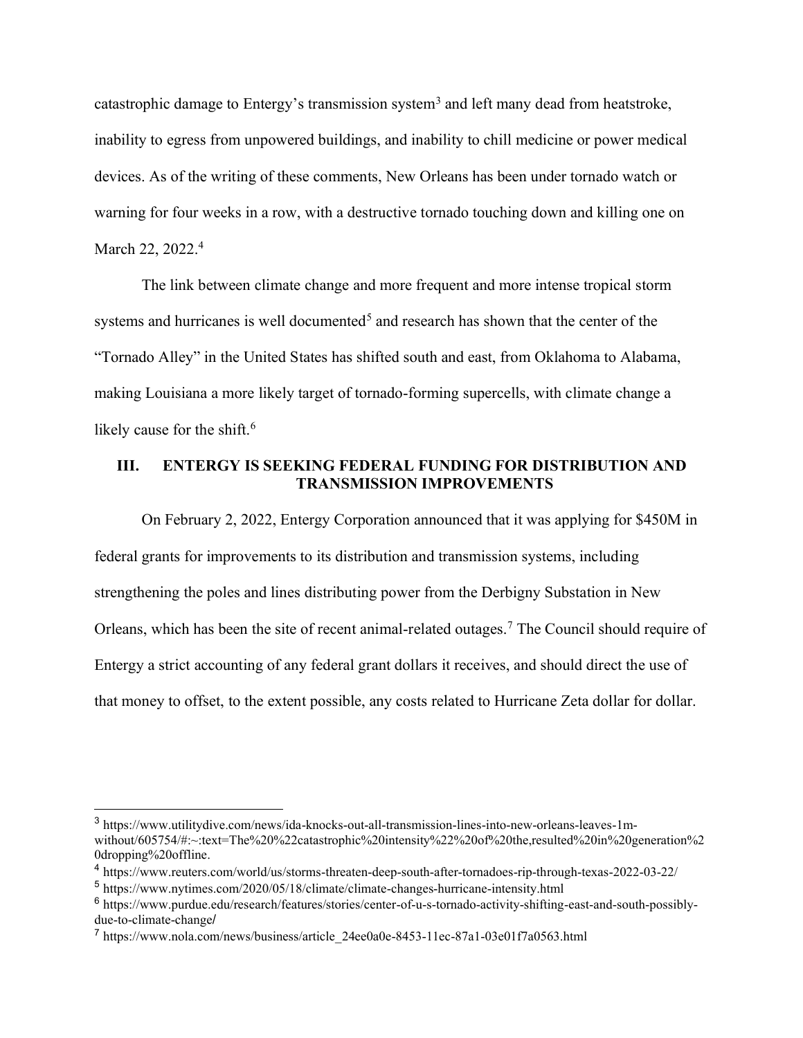catastrophic damage to Entergy's transmission system[3] and left many dead from heatstroke, inability to egress from unpowered buildings, and inability to chill medicine or power medical devices. As of the writing of these comments, New Orleans has been under tornado watch or warning for four weeks in a row, with a destructive tornado touching down and killing one on March 22, 2022.[4]

The link between climate change and more frequent and more intense tropical storm systems and hurricanes is well documented[5] and research has shown that the center of the "Tornado Alley" in the United States has shifted south and east, from Oklahoma to Alabama, making Louisiana a more likely target of tornado-forming supercells, with climate change a likely cause for the shift.[6]

## III. ENTERGY IS SEEKING FEDERAL FUNDING FOR DISTRIBUTION AND TRANSMISSION IMPROVEMENTS

On February 2, 2022, Entergy Corporation announced that it was applying for $450M in federal grants for improvements to its distribution and transmission systems, including strengthening the poles and lines distributing power from the Derbigny Substation in New Orleans, which has been the site of recent animal-related outages.[7] The Council should require of Entergy a strict accounting of any federal grant dollars it receives, and should direct the use of that money to offset, to the extent possible, any costs related to Hurricane Zeta dollar for dollar.

---

[3] https://www.utilitydive.com/news/ida-knocks-out-all-transmission-lines-into-new-orleans-leaves-1m-without/605754/#:~:text=The%20%22catastrophic%20intensity%22%20of%20the,resulted%20in%20generation%20dropping%20offline.

[4] https://www.reuters.com/world/us/storms-threaten-deep-south-after-tornadoes-rip-through-texas-2022-03-22/

[5] https://www.nytimes.com/2020/05/18/climate/climate-changes-hurricane-intensity.html

[6] https://www.purdue.edu/research/features/stories/center-of-u-s-tornado-activity-shifting-east-and-south-possibly-due-to-climate-change/

[7] https://www.nola.com/news/business/article_24ee0a0e-8453-11ec-87a1-03e01f7a0563.html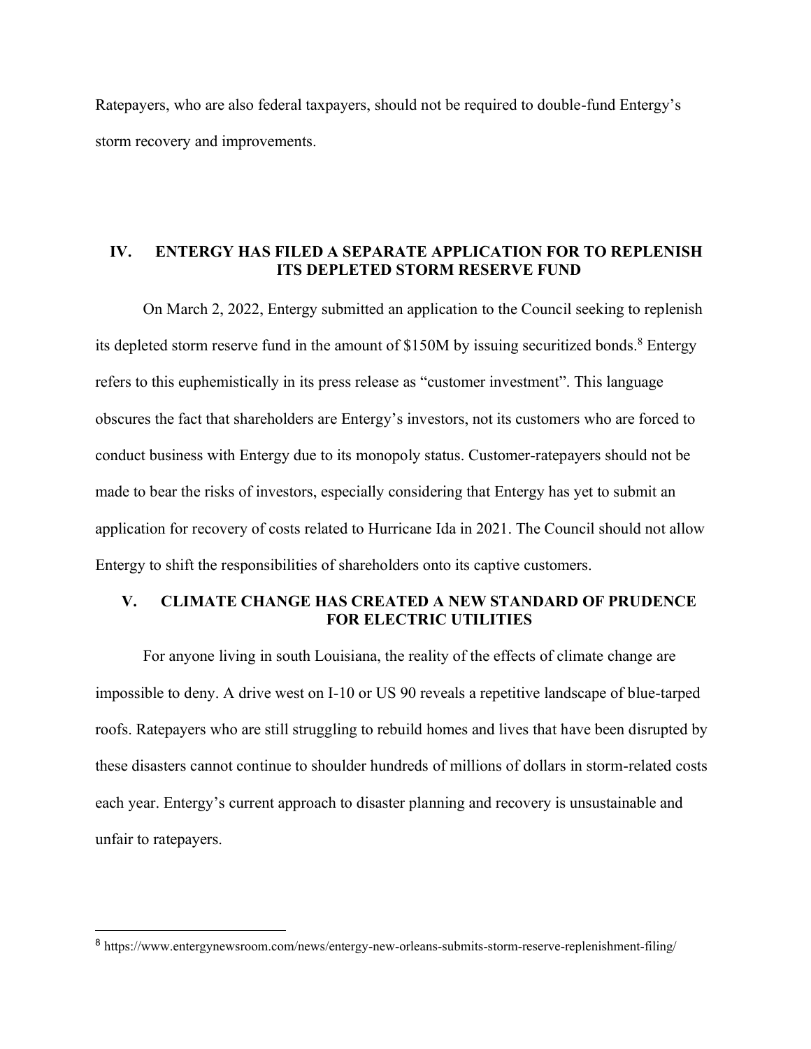Ratepayers, who are also federal taxpayers, should not be required to double-fund Entergy's storm recovery and improvements.

## IV. ENTERGY HAS FILED A SEPARATE APPLICATION FOR TO REPLENISH ITS DEPLETED STORM RESERVE FUND

On March 2, 2022, Entergy submitted an application to the Council seeking to replenish its depleted storm reserve fund in the amount of $150M by issuing securitized bonds.[8] Entergy refers to this euphemistically in its press release as "customer investment". This language obscures the fact that shareholders are Entergy's investors, not its customers who are forced to conduct business with Entergy due to its monopoly status. Customer-ratepayers should not be made to bear the risks of investors, especially considering that Entergy has yet to submit an application for recovery of costs related to Hurricane Ida in 2021. The Council should not allow Entergy to shift the responsibilities of shareholders onto its captive customers.

## V. CLIMATE CHANGE HAS CREATED A NEW STANDARD OF PRUDENCE FOR ELECTRIC UTILITIES

For anyone living in south Louisiana, the reality of the effects of climate change are impossible to deny. A drive west on I-10 or US 90 reveals a repetitive landscape of blue-tarped roofs. Ratepayers who are still struggling to rebuild homes and lives that have been disrupted by these disasters cannot continue to shoulder hundreds of millions of dollars in storm-related costs each year. Entergy's current approach to disaster planning and recovery is unsustainable and unfair to ratepayers.

---

[8] https://www.entergynewsroom.com/news/entergy-new-orleans-submits-storm-reserve-replenishment-filing/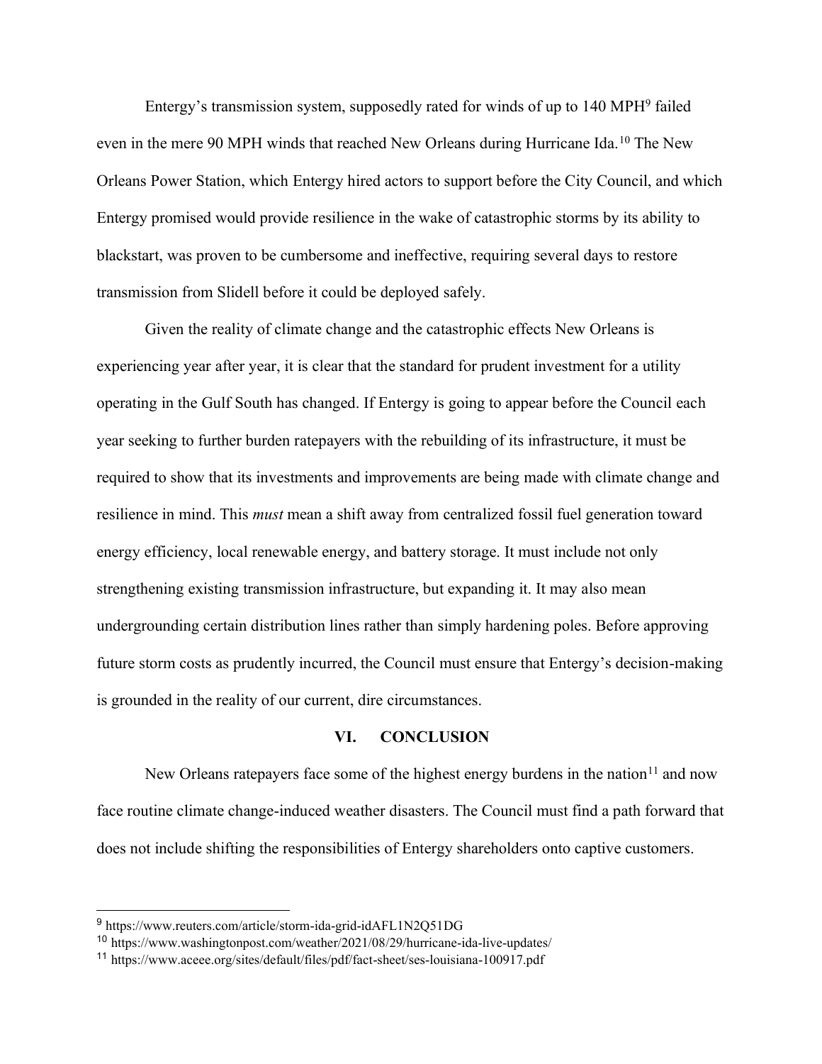Entergy's transmission system, supposedly rated for winds of up to 140 MPH[9] failed even in the mere 90 MPH winds that reached New Orleans during Hurricane Ida.[10] The New Orleans Power Station, which Entergy hired actors to support before the City Council, and which Entergy promised would provide resilience in the wake of catastrophic storms by its ability to blackstart, was proven to be cumbersome and ineffective, requiring several days to restore transmission from Slidell before it could be deployed safely.

Given the reality of climate change and the catastrophic effects New Orleans is experiencing year after year, it is clear that the standard for prudent investment for a utility operating in the Gulf South has changed. If Entergy is going to appear before the Council each year seeking to further burden ratepayers with the rebuilding of its infrastructure, it must be required to show that its investments and improvements are being made with climate change and resilience in mind. This *must* mean a shift away from centralized fossil fuel generation toward energy efficiency, local renewable energy, and battery storage. It must include not only strengthening existing transmission infrastructure, but expanding it. It may also mean undergrounding certain distribution lines rather than simply hardening poles. Before approving future storm costs as prudently incurred, the Council must ensure that Entergy's decision-making is grounded in the reality of our current, dire circumstances.

## VI. CONCLUSION

New Orleans ratepayers face some of the highest energy burdens in the nation[11] and now face routine climate change-induced weather disasters. The Council must find a path forward that does not include shifting the responsibilities of Entergy shareholders onto captive customers.

---

[9] https://www.reuters.com/article/storm-ida-grid-idAFL1N2Q51DG

[10] https://www.washingtonpost.com/weather/2021/08/29/hurricane-ida-live-updates/

[11] https://www.aceee.org/sites/default/files/pdf/fact-sheet/ses-louisiana-100917.pdf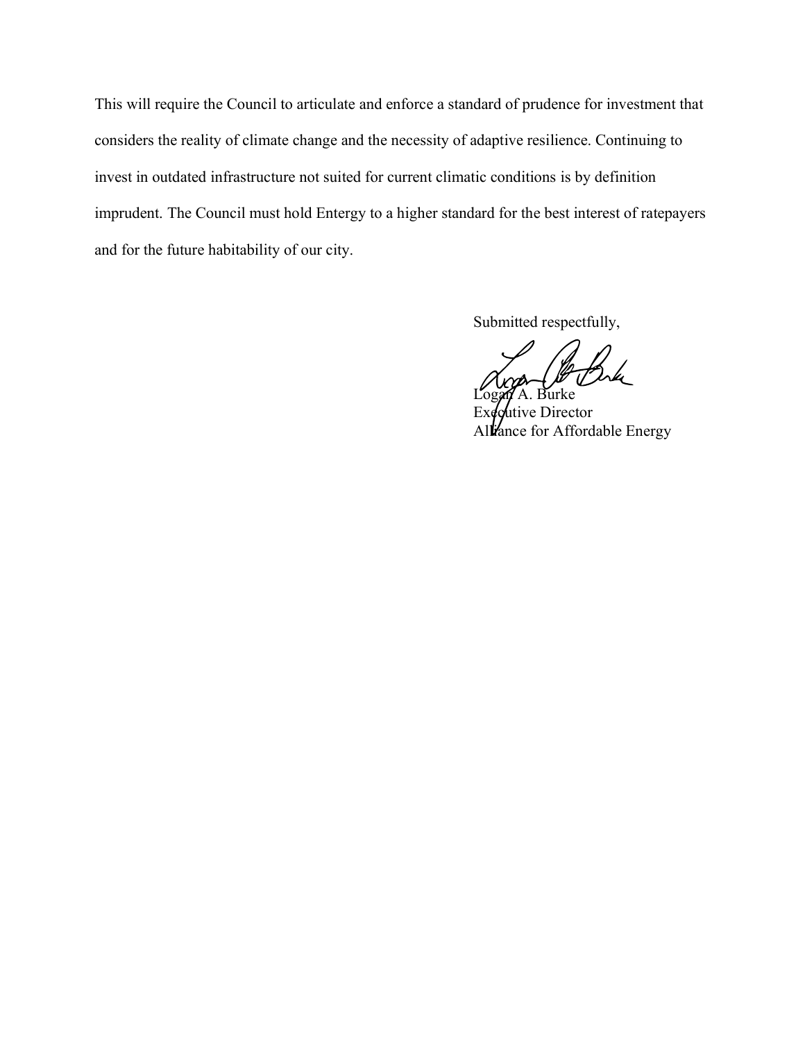This will require the Council to articulate and enforce a standard of prudence for investment that considers the reality of climate change and the necessity of adaptive resilience. Continuing to invest in outdated infrastructure not suited for current climatic conditions is by definition imprudent. The Council must hold Entergy to a higher standard for the best interest of ratepayers and for the future habitability of our city.

Submitted respectfully,

Logan A. Burke  
Executive Director  
Alliance for Affordable Energy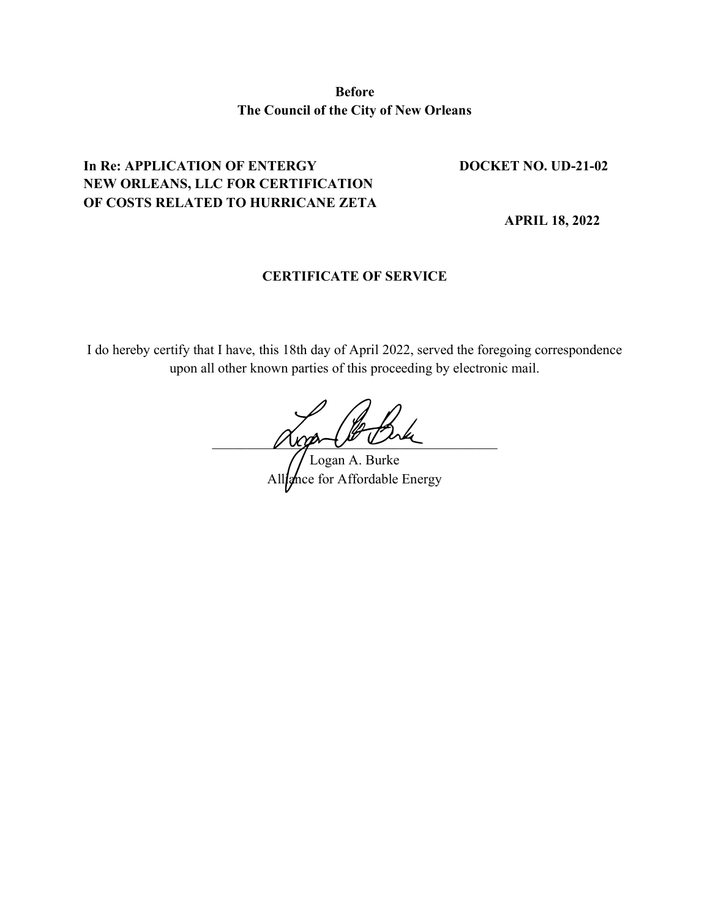**Before**
**The Council of the City of New Orleans**

**In Re: APPLICATION OF ENTERGY NEW ORLEANS, LLC FOR CERTIFICATION OF COSTS RELATED TO HURRICANE ZETA**

**DOCKET NO. UD-21-02**

**APRIL 18, 2022**

**CERTIFICATE OF SERVICE**

I do hereby certify that I have, this 18th day of April 2022, served the foregoing correspondence upon all other known parties of this proceeding by electronic mail.

\_\_\_\_\_\_\_\_\_\_\_\_\_\_\_\_\_\_\_\_\_\_\_\_\_\_\_\_\_\_\_\_\_\_\_\_
Logan A. Burke
Alliance for Affordable Energy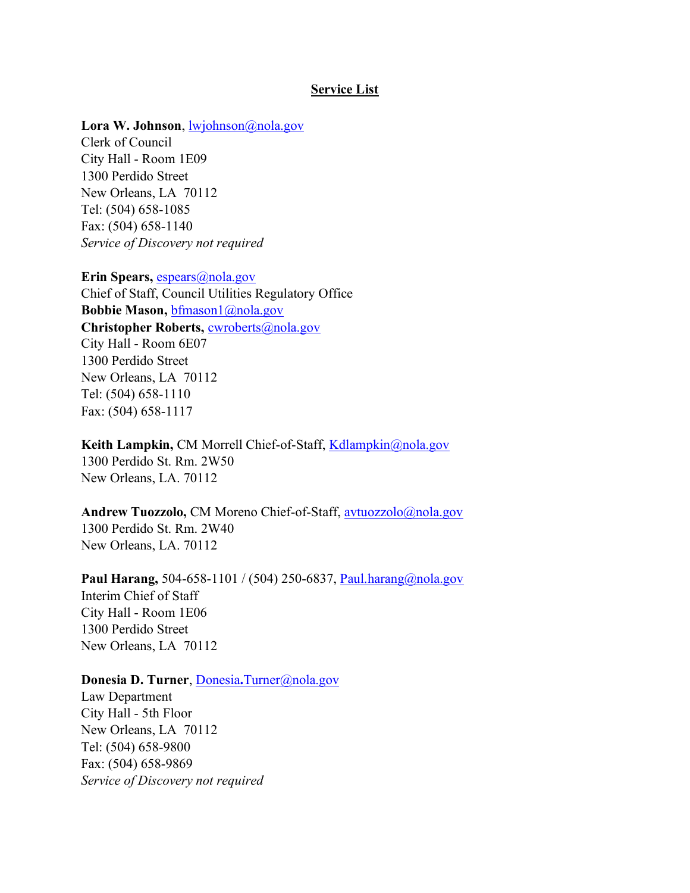## Service List

**Lora W. Johnson**, lwjohnson@nola.gov
Clerk of Council
City Hall - Room 1E09
1300 Perdido Street
New Orleans, LA 70112
Tel: (504) 658-1085
Fax: (504) 658-1140
*Service of Discovery not required*

**Erin Spears,** espears@nola.gov
Chief of Staff, Council Utilities Regulatory Office
**Bobbie Mason,** bfmason1@nola.gov
**Christopher Roberts,** cwroberts@nola.gov
City Hall - Room 6E07
1300 Perdido Street
New Orleans, LA 70112
Tel: (504) 658-1110
Fax: (504) 658-1117

**Keith Lampkin,** CM Morrell Chief-of-Staff, Kdlampkin@nola.gov
1300 Perdido St. Rm. 2W50
New Orleans, LA. 70112

**Andrew Tuozzolo,** CM Moreno Chief-of-Staff, avtuozzolo@nola.gov
1300 Perdido St. Rm. 2W40
New Orleans, LA. 70112

**Paul Harang,** 504-658-1101 / (504) 250-6837, Paul.harang@nola.gov
Interim Chief of Staff
City Hall - Room 1E06
1300 Perdido Street
New Orleans, LA 70112

**Donesia D. Turner**, Donesia.Turner@nola.gov
Law Department
City Hall - 5th Floor
New Orleans, LA 70112
Tel: (504) 658-9800
Fax: (504) 658-9869
*Service of Discovery not required*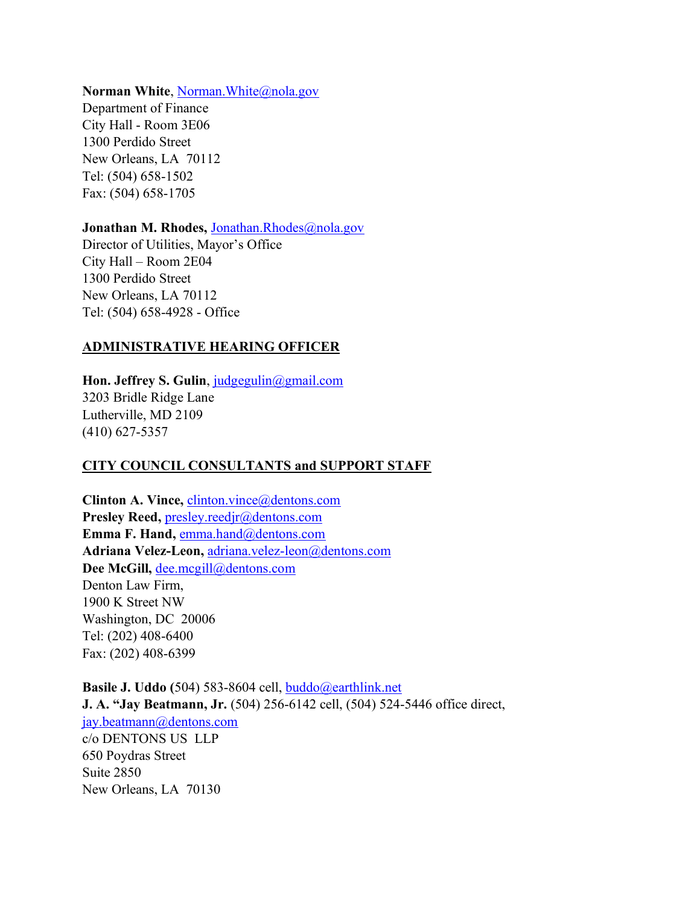**Norman White**, Norman.White@nola.gov
Department of Finance
City Hall - Room 3E06
1300 Perdido Street
New Orleans, LA 70112
Tel: (504) 658-1502
Fax: (504) 658-1705

**Jonathan M. Rhodes,** Jonathan.Rhodes@nola.gov
Director of Utilities, Mayor's Office
City Hall – Room 2E04
1300 Perdido Street
New Orleans, LA 70112
Tel: (504) 658-4928 - Office

## ADMINISTRATIVE HEARING OFFICER

**Hon. Jeffrey S. Gulin**, judgegulin@gmail.com
3203 Bridle Ridge Lane
Lutherville, MD 2109
(410) 627-5357

## CITY COUNCIL CONSULTANTS and SUPPORT STAFF

**Clinton A. Vince,** clinton.vince@dentons.com
**Presley Reed,** presley.reedjr@dentons.com
**Emma F. Hand,** emma.hand@dentons.com
**Adriana Velez-Leon,** adriana.velez-leon@dentons.com
**Dee McGill,** dee.mcgill@dentons.com
Denton Law Firm,
1900 K Street NW
Washington, DC 20006
Tel: (202) 408-6400
Fax: (202) 408-6399

**Basile J. Uddo (**504) 583-8604 cell, buddo@earthlink.net
**J. A. "Jay Beatmann, Jr.** (504) 256-6142 cell, (504) 524-5446 office direct,
jay.beatmann@dentons.com
c/o DENTONS US LLP
650 Poydras Street
Suite 2850
New Orleans, LA 70130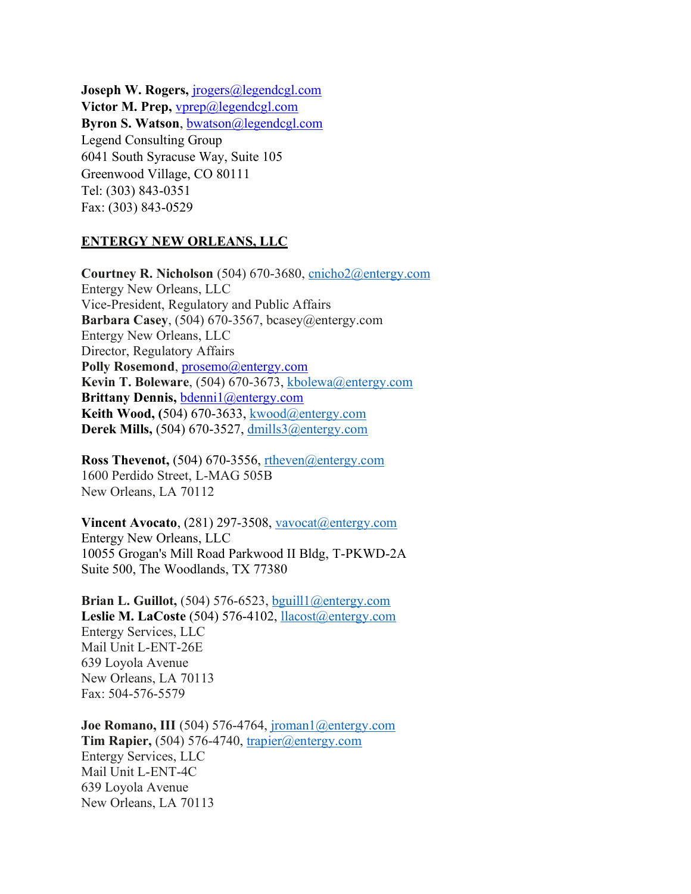**Joseph W. Rogers,** jrogers@legendcgl.com
**Victor M. Prep,** vprep@legendcgl.com
**Byron S. Watson**, bwatson@legendcgl.com
Legend Consulting Group
6041 South Syracuse Way, Suite 105
Greenwood Village, CO 80111
Tel: (303) 843-0351
Fax: (303) 843-0529

**ENTERGY NEW ORLEANS, LLC**

**Courtney R. Nicholson** (504) 670-3680, cnicho2@entergy.com
Entergy New Orleans, LLC
Vice-President, Regulatory and Public Affairs
**Barbara Casey**, (504) 670-3567, bcasey@entergy.com
Entergy New Orleans, LLC
Director, Regulatory Affairs
**Polly Rosemond**, prosemo@entergy.com
**Kevin T. Boleware**, (504) 670-3673, kbolewa@entergy.com
**Brittany Dennis,** bdenni1@entergy.com
**Keith Wood, (**504) 670-3633, kwood@entergy.com
**Derek Mills,** (504) 670-3527, dmills3@entergy.com

**Ross Thevenot,** (504) 670-3556, rtheven@entergy.com
1600 Perdido Street, L-MAG 505B
New Orleans, LA 70112

**Vincent Avocato**, (281) 297-3508, vavocat@entergy.com
Entergy New Orleans, LLC
10055 Grogan's Mill Road Parkwood II Bldg, T-PKWD-2A
Suite 500, The Woodlands, TX 77380

**Brian L. Guillot,** (504) 576-6523, bguill1@entergy.com
**Leslie M. LaCoste** (504) 576-4102, llacost@entergy.com
Entergy Services, LLC
Mail Unit L-ENT-26E
639 Loyola Avenue
New Orleans, LA 70113
Fax: 504-576-5579

**Joe Romano, III** (504) 576-4764, jroman1@entergy.com
**Tim Rapier,** (504) 576-4740, trapier@entergy.com
Entergy Services, LLC
Mail Unit L-ENT-4C
639 Loyola Avenue
New Orleans, LA 70113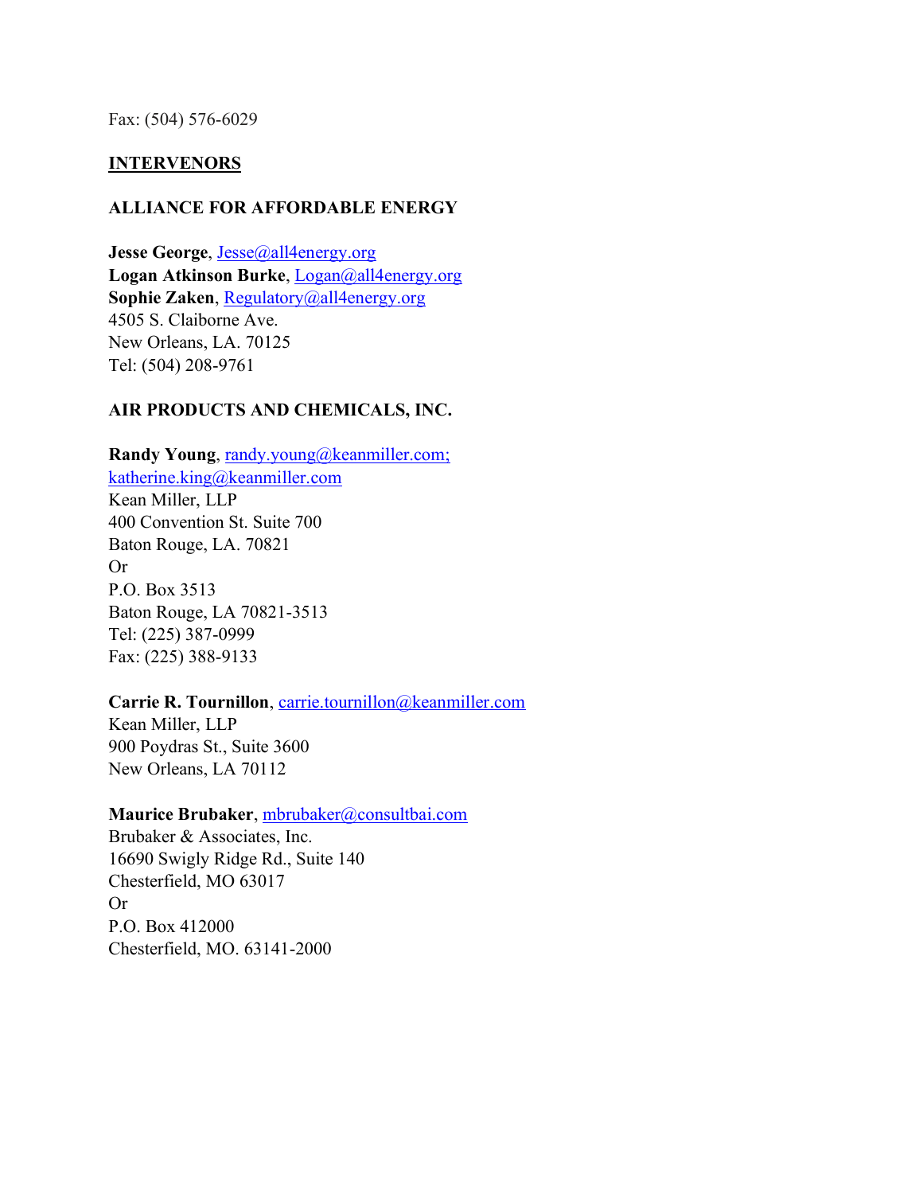Fax: (504) 576-6029

**INTERVENORS**

**ALLIANCE FOR AFFORDABLE ENERGY**

**Jesse George**, Jesse@all4energy.org
**Logan Atkinson Burke**, Logan@all4energy.org
**Sophie Zaken**, Regulatory@all4energy.org
4505 S. Claiborne Ave.
New Orleans, LA. 70125
Tel: (504) 208-9761

**AIR PRODUCTS AND CHEMICALS, INC.**

**Randy Young**, randy.young@keanmiller.com;
katherine.king@keanmiller.com
Kean Miller, LLP
400 Convention St. Suite 700
Baton Rouge, LA. 70821
Or
P.O. Box 3513
Baton Rouge, LA 70821-3513
Tel: (225) 387-0999
Fax: (225) 388-9133

**Carrie R. Tournillon**, carrie.tournillon@keanmiller.com
Kean Miller, LLP
900 Poydras St., Suite 3600
New Orleans, LA 70112

**Maurice Brubaker**, mbrubaker@consultbai.com
Brubaker & Associates, Inc.
16690 Swigly Ridge Rd., Suite 140
Chesterfield, MO 63017
Or
P.O. Box 412000
Chesterfield, MO. 63141-2000